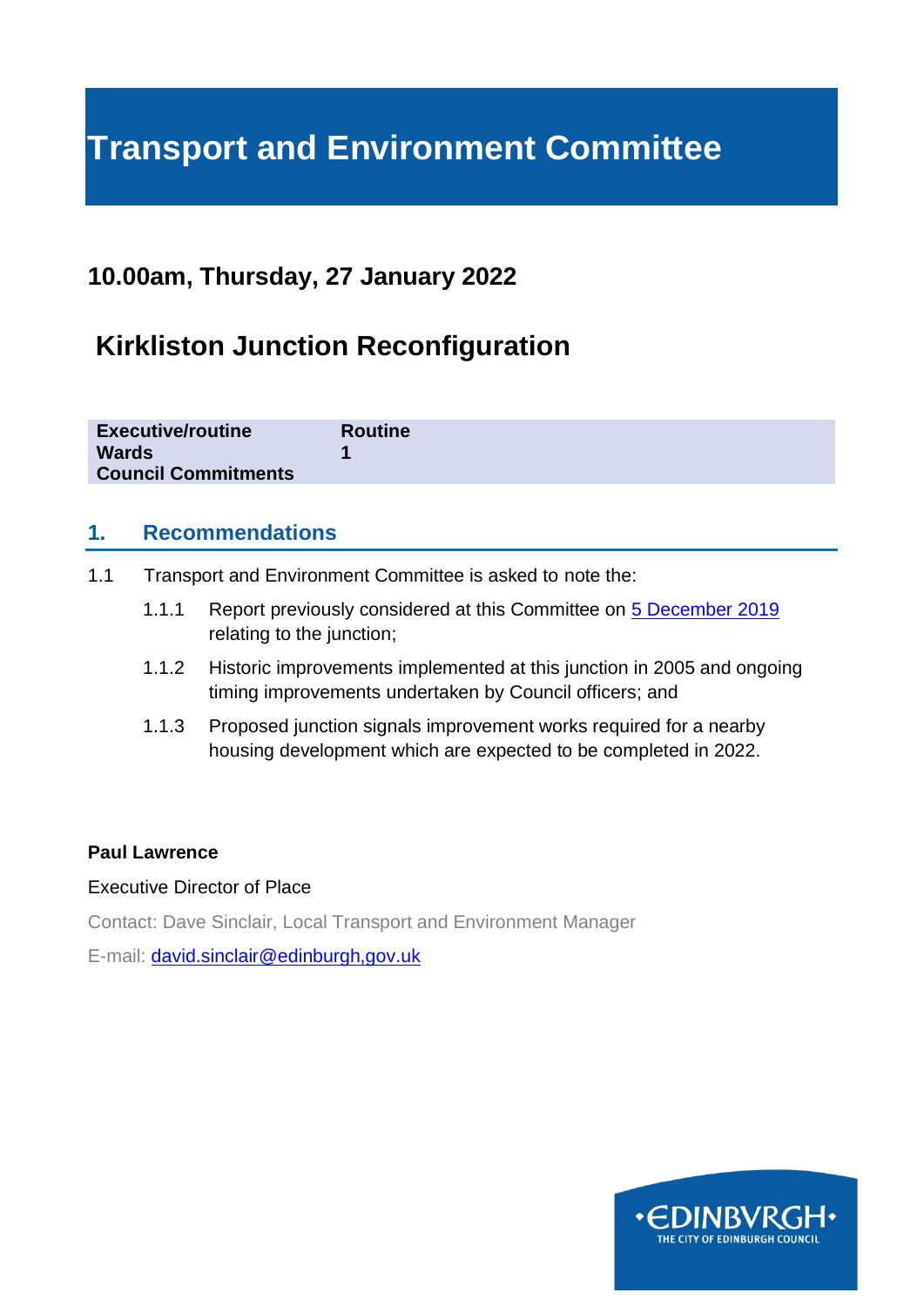# Transport and Environment Committee

## 10.00am, Thursday, 27 January 2022

## Kirkliston Junction Reconfiguration

| **Executive/routine** | **Routine** |
|---|---|
| **Wards** | **1** |
| **Council Commitments** | |

## 1. Recommendations

1.1 Transport and Environment Committee is asked to note the:

1.1.1 Report previously considered at this Committee on 5 December 2019 relating to the junction;

1.1.2 Historic improvements implemented at this junction in 2005 and ongoing timing improvements undertaken by Council officers; and

1.1.3 Proposed junction signals improvement works required for a nearby housing development which are expected to be completed in 2022.

**Paul Lawrence**

Executive Director of Place

Contact: Dave Sinclair, Local Transport and Environment Manager

E-mail: david.sinclair@edinburgh,gov.uk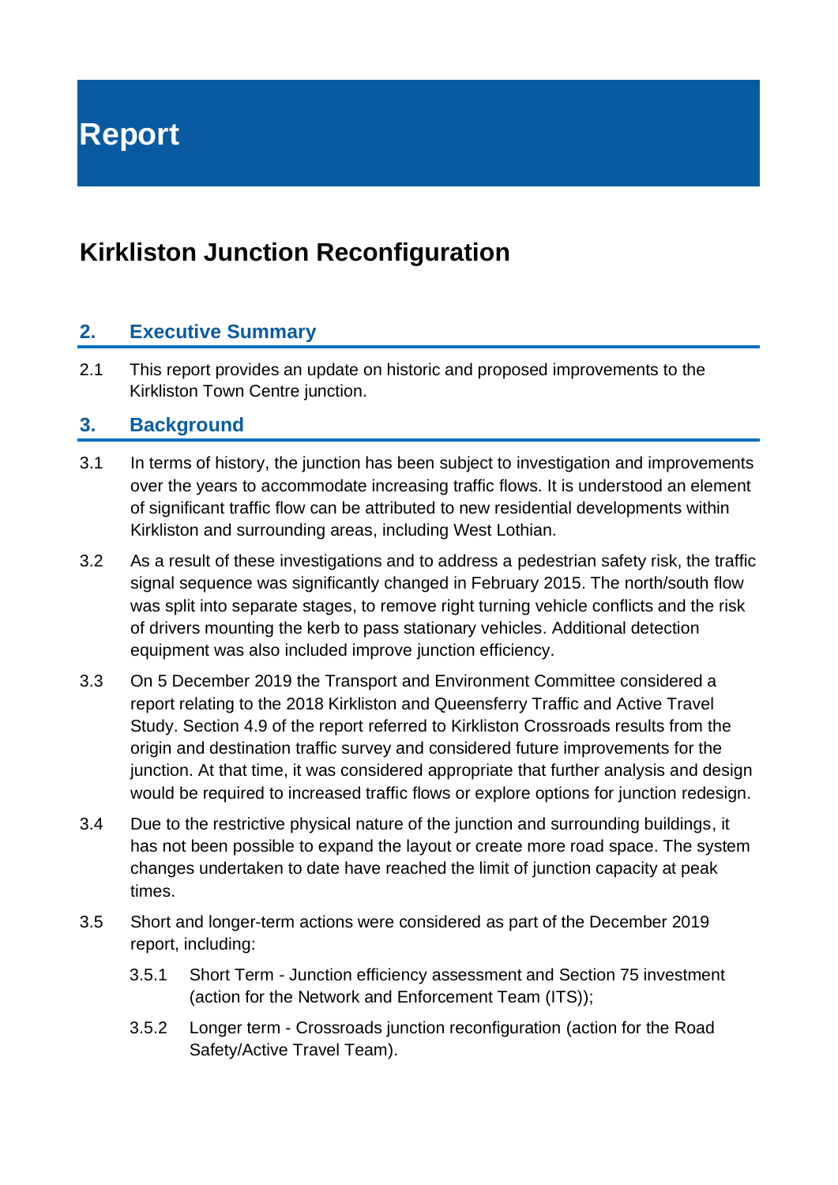# Report

## Kirkliston Junction Reconfiguration

### 2. Executive Summary

2.1 This report provides an update on historic and proposed improvements to the Kirkliston Town Centre junction.

### 3. Background

3.1 In terms of history, the junction has been subject to investigation and improvements over the years to accommodate increasing traffic flows. It is understood an element of significant traffic flow can be attributed to new residential developments within Kirkliston and surrounding areas, including West Lothian.

3.2 As a result of these investigations and to address a pedestrian safety risk, the traffic signal sequence was significantly changed in February 2015. The north/south flow was split into separate stages, to remove right turning vehicle conflicts and the risk of drivers mounting the kerb to pass stationary vehicles. Additional detection equipment was also included improve junction efficiency.

3.3 On 5 December 2019 the Transport and Environment Committee considered a report relating to the 2018 Kirkliston and Queensferry Traffic and Active Travel Study. Section 4.9 of the report referred to Kirkliston Crossroads results from the origin and destination traffic survey and considered future improvements for the junction. At that time, it was considered appropriate that further analysis and design would be required to increased traffic flows or explore options for junction redesign.

3.4 Due to the restrictive physical nature of the junction and surrounding buildings, it has not been possible to expand the layout or create more road space. The system changes undertaken to date have reached the limit of junction capacity at peak times.

3.5 Short and longer-term actions were considered as part of the December 2019 report, including:

3.5.1 Short Term - Junction efficiency assessment and Section 75 investment (action for the Network and Enforcement Team (ITS));

3.5.2 Longer term - Crossroads junction reconfiguration (action for the Road Safety/Active Travel Team).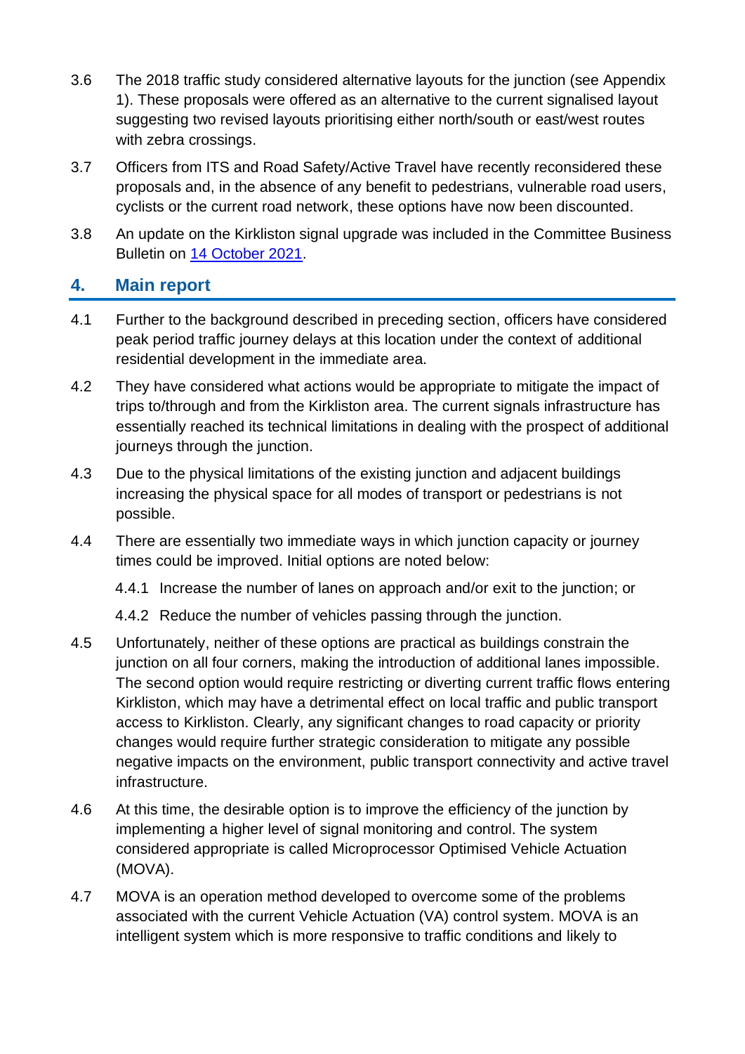3.6 The 2018 traffic study considered alternative layouts for the junction (see Appendix 1). These proposals were offered as an alternative to the current signalised layout suggesting two revised layouts prioritising either north/south or east/west routes with zebra crossings.

3.7 Officers from ITS and Road Safety/Active Travel have recently reconsidered these proposals and, in the absence of any benefit to pedestrians, vulnerable road users, cyclists or the current road network, these options have now been discounted.

3.8 An update on the Kirkliston signal upgrade was included in the Committee Business Bulletin on [14 October 2021](#).

## 4. Main report

4.1 Further to the background described in preceding section, officers have considered peak period traffic journey delays at this location under the context of additional residential development in the immediate area.

4.2 They have considered what actions would be appropriate to mitigate the impact of trips to/through and from the Kirkliston area. The current signals infrastructure has essentially reached its technical limitations in dealing with the prospect of additional journeys through the junction.

4.3 Due to the physical limitations of the existing junction and adjacent buildings increasing the physical space for all modes of transport or pedestrians is not possible.

4.4 There are essentially two immediate ways in which junction capacity or journey times could be improved. Initial options are noted below:

4.4.1 Increase the number of lanes on approach and/or exit to the junction; or

4.4.2 Reduce the number of vehicles passing through the junction.

4.5 Unfortunately, neither of these options are practical as buildings constrain the junction on all four corners, making the introduction of additional lanes impossible. The second option would require restricting or diverting current traffic flows entering Kirkliston, which may have a detrimental effect on local traffic and public transport access to Kirkliston. Clearly, any significant changes to road capacity or priority changes would require further strategic consideration to mitigate any possible negative impacts on the environment, public transport connectivity and active travel infrastructure.

4.6 At this time, the desirable option is to improve the efficiency of the junction by implementing a higher level of signal monitoring and control. The system considered appropriate is called Microprocessor Optimised Vehicle Actuation (MOVA).

4.7 MOVA is an operation method developed to overcome some of the problems associated with the current Vehicle Actuation (VA) control system. MOVA is an intelligent system which is more responsive to traffic conditions and likely to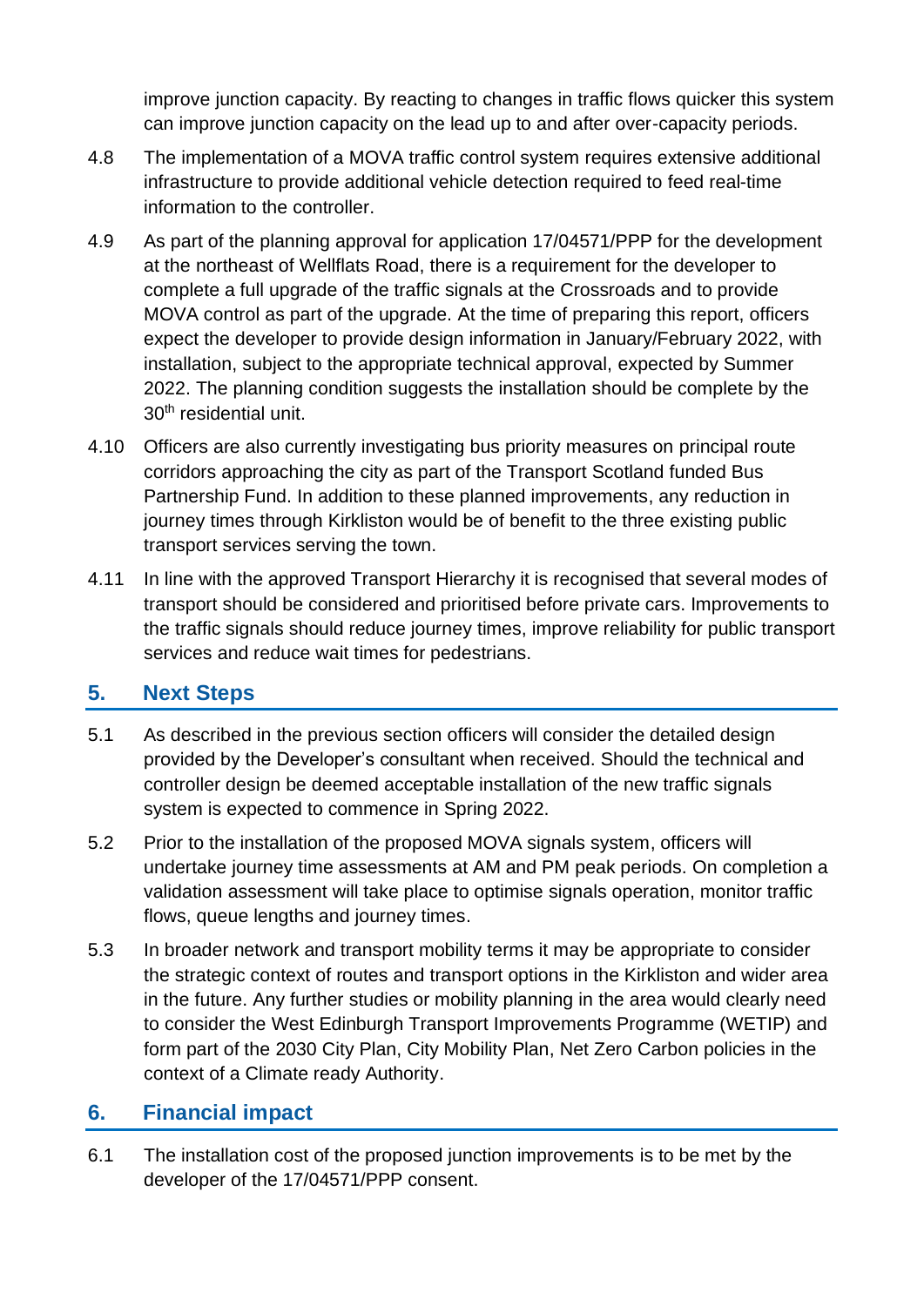improve junction capacity. By reacting to changes in traffic flows quicker this system can improve junction capacity on the lead up to and after over-capacity periods.

4.8 The implementation of a MOVA traffic control system requires extensive additional infrastructure to provide additional vehicle detection required to feed real-time information to the controller.

4.9 As part of the planning approval for application 17/04571/PPP for the development at the northeast of Wellflats Road, there is a requirement for the developer to complete a full upgrade of the traffic signals at the Crossroads and to provide MOVA control as part of the upgrade. At the time of preparing this report, officers expect the developer to provide design information in January/February 2022, with installation, subject to the appropriate technical approval, expected by Summer 2022. The planning condition suggests the installation should be complete by the 30th residential unit.

4.10 Officers are also currently investigating bus priority measures on principal route corridors approaching the city as part of the Transport Scotland funded Bus Partnership Fund. In addition to these planned improvements, any reduction in journey times through Kirkliston would be of benefit to the three existing public transport services serving the town.

4.11 In line with the approved Transport Hierarchy it is recognised that several modes of transport should be considered and prioritised before private cars. Improvements to the traffic signals should reduce journey times, improve reliability for public transport services and reduce wait times for pedestrians.

## 5. Next Steps

5.1 As described in the previous section officers will consider the detailed design provided by the Developer's consultant when received. Should the technical and controller design be deemed acceptable installation of the new traffic signals system is expected to commence in Spring 2022.

5.2 Prior to the installation of the proposed MOVA signals system, officers will undertake journey time assessments at AM and PM peak periods. On completion a validation assessment will take place to optimise signals operation, monitor traffic flows, queue lengths and journey times.

5.3 In broader network and transport mobility terms it may be appropriate to consider the strategic context of routes and transport options in the Kirkliston and wider area in the future. Any further studies or mobility planning in the area would clearly need to consider the West Edinburgh Transport Improvements Programme (WETIP) and form part of the 2030 City Plan, City Mobility Plan, Net Zero Carbon policies in the context of a Climate ready Authority.

## 6. Financial impact

6.1 The installation cost of the proposed junction improvements is to be met by the developer of the 17/04571/PPP consent.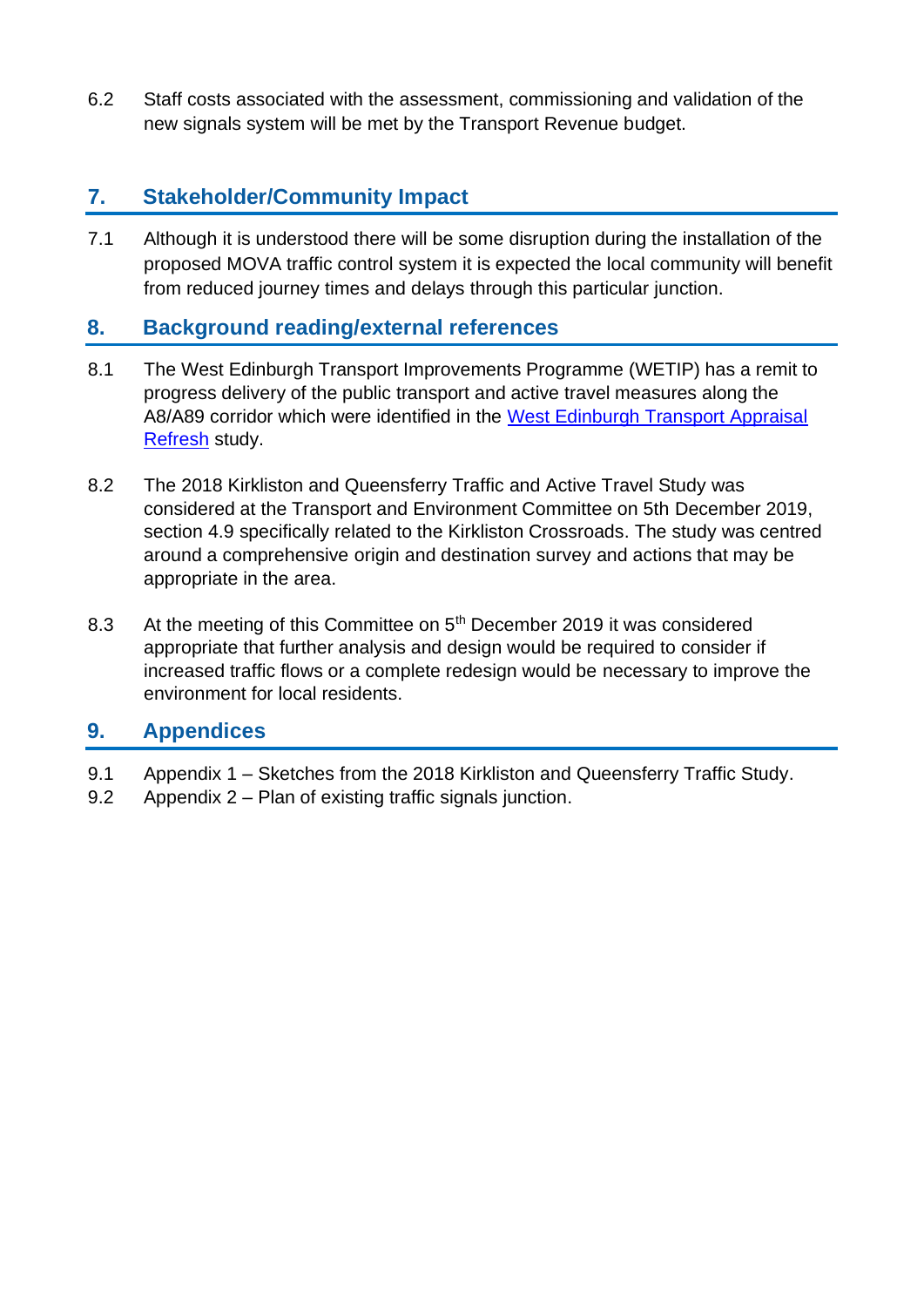6.2 Staff costs associated with the assessment, commissioning and validation of the new signals system will be met by the Transport Revenue budget.

## 7. Stakeholder/Community Impact

7.1 Although it is understood there will be some disruption during the installation of the proposed MOVA traffic control system it is expected the local community will benefit from reduced journey times and delays through this particular junction.

## 8. Background reading/external references

8.1 The West Edinburgh Transport Improvements Programme (WETIP) has a remit to progress delivery of the public transport and active travel measures along the A8/A89 corridor which were identified in the West Edinburgh Transport Appraisal Refresh study.

8.2 The 2018 Kirkliston and Queensferry Traffic and Active Travel Study was considered at the Transport and Environment Committee on 5th December 2019, section 4.9 specifically related to the Kirkliston Crossroads. The study was centred around a comprehensive origin and destination survey and actions that may be appropriate in the area.

8.3 At the meeting of this Committee on 5th December 2019 it was considered appropriate that further analysis and design would be required to consider if increased traffic flows or a complete redesign would be necessary to improve the environment for local residents.

## 9. Appendices

9.1 Appendix 1 – Sketches from the 2018 Kirkliston and Queensferry Traffic Study.

9.2 Appendix 2 – Plan of existing traffic signals junction.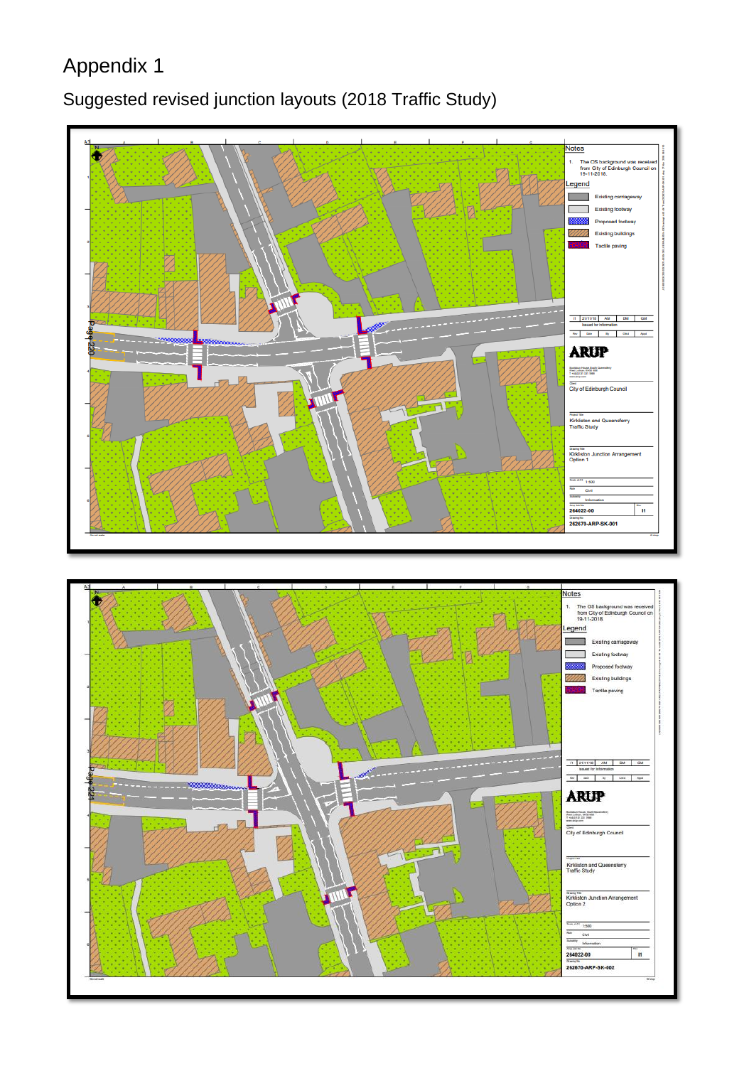# Appendix 1

## Suggested revised junction layouts (2018 Traffic Study)

**Notes**

1. The OS background was received from City of Edinburgh Council on 19-11-2018.

**Legend**

- Existing carriageway
- Existing footway
- Proposed footway
- Existing buildings
- Tactile paving

| Rev | Date | By | Chkd | Appd |
| --- | --- | --- | --- | --- |
| I1 | 21/11/18 | AM | DM | GM |
| | Issued for information | | | |

ARUP

Client: City of Edinburgh Council

Project Title: Kirkliston and Queensferry Traffic Study

Drawing Title: Kirkliston Junction Arrangement Option 1

Scale at A3: 1:500

Role: Civil

Suitability: Information

Job No: 264622-00 | Rev: I1

Drawing No: 262670-ARP-SK-001

**Notes**

1. The OS background was received from City of Edinburgh Council on 19-11-2018.

**Legend**

- Existing carriageway
- Existing footway
- Proposed footway
- Existing buildings
- Tactile paving

| Rev | Date | By | Chkd | Appd |
| --- | --- | --- | --- | --- |
| I1 | 21/11/18 | AM | DM | GM |
| | Issued for information | | | |

ARUP

Client: City of Edinburgh Council

Project Title: Kirkliston and Queensferry Traffic Study

Drawing Title: Kirkliston Junction Arrangement Option 2

Scale at A3: 1:500

Role: Civil

Suitability: Information

Job No: 264622-00 | Rev: I1

Drawing No: 262670-ARP-SK-002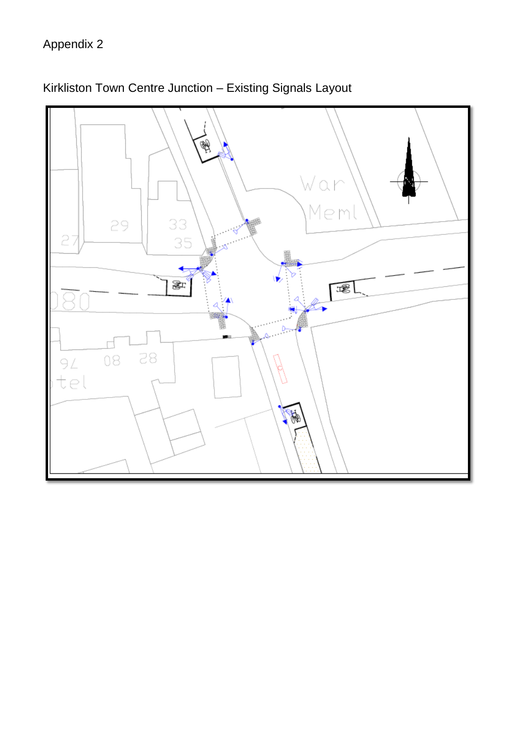Appendix 2

Kirkliston Town Centre Junction – Existing Signals Layout

War
Meml

29
33
35
27
080
76
08
28
tel